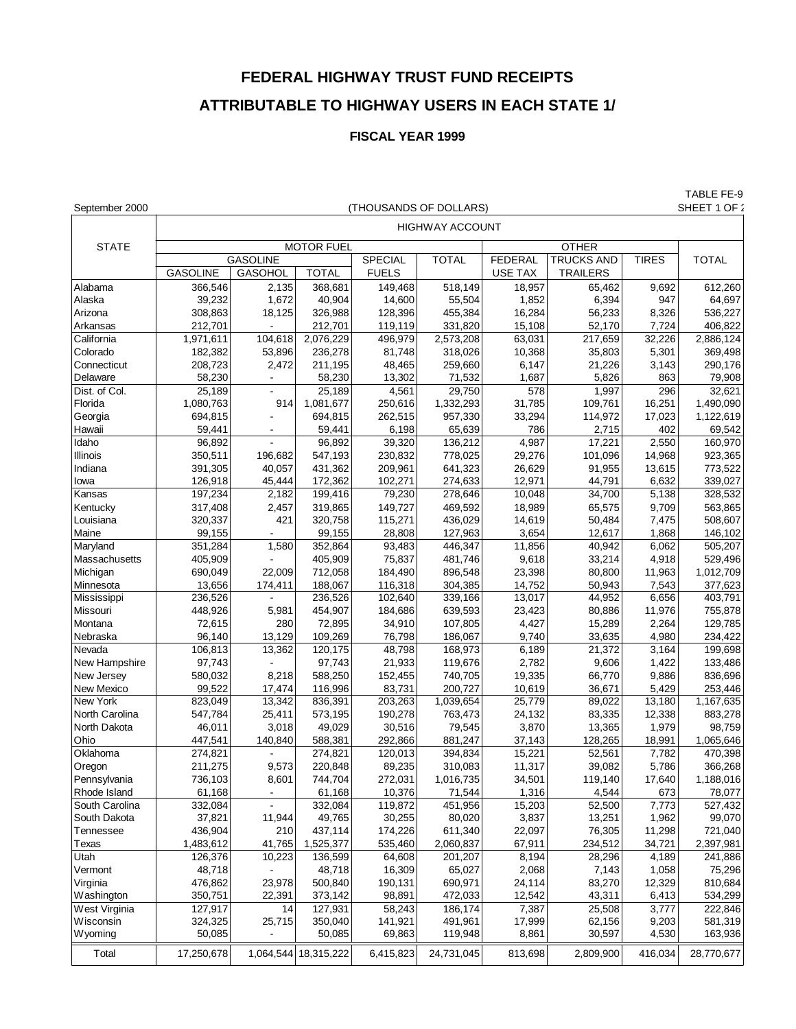# FEDERAL HIGHWAY TRUST FUND RECEIPTS

# ATTRIBUTABLE TO HIGHWAY USERS IN EACH STATE 1/

### FISCAL YEAR 1999

TABLE FE-9
SHEET 1 OF 2

September 2000

(THOUSANDS OF DOLLARS)

| STATE | HIGHWAY ACCOUNT | | | | | | | | |
|---|---|---|---|---|---|---|---|---|---|
| | MOTOR FUEL | | | | | OTHER | | | |
| | GASOLINE | | | SPECIAL | TOTAL | FEDERAL | TRUCKS AND | TIRES | TOTAL |
| | GASOLINE | GASOHOL | TOTAL | FUELS | | USE TAX | TRAILERS | | |
| Alabama | 366,546 | 2,135 | 368,681 | 149,468 | 518,149 | 18,957 | 65,462 | 9,692 | 612,260 |
| Alaska | 39,232 | 1,672 | 40,904 | 14,600 | 55,504 | 1,852 | 6,394 | 947 | 64,697 |
| Arizona | 308,863 | 18,125 | 326,988 | 128,396 | 455,384 | 16,284 | 56,233 | 8,326 | 536,227 |
| Arkansas | 212,701 | - | 212,701 | 119,119 | 331,820 | 15,108 | 52,170 | 7,724 | 406,822 |
| California | 1,971,611 | 104,618 | 2,076,229 | 496,979 | 2,573,208 | 63,031 | 217,659 | 32,226 | 2,886,124 |
| Colorado | 182,382 | 53,896 | 236,278 | 81,748 | 318,026 | 10,368 | 35,803 | 5,301 | 369,498 |
| Connecticut | 208,723 | 2,472 | 211,195 | 48,465 | 259,660 | 6,147 | 21,226 | 3,143 | 290,176 |
| Delaware | 58,230 | - | 58,230 | 13,302 | 71,532 | 1,687 | 5,826 | 863 | 79,908 |
| Dist. of Col. | 25,189 | - | 25,189 | 4,561 | 29,750 | 578 | 1,997 | 296 | 32,621 |
| Florida | 1,080,763 | 914 | 1,081,677 | 250,616 | 1,332,293 | 31,785 | 109,761 | 16,251 | 1,490,090 |
| Georgia | 694,815 | - | 694,815 | 262,515 | 957,330 | 33,294 | 114,972 | 17,023 | 1,122,619 |
| Hawaii | 59,441 | - | 59,441 | 6,198 | 65,639 | 786 | 2,715 | 402 | 69,542 |
| Idaho | 96,892 | - | 96,892 | 39,320 | 136,212 | 4,987 | 17,221 | 2,550 | 160,970 |
| Illinois | 350,511 | 196,682 | 547,193 | 230,832 | 778,025 | 29,276 | 101,096 | 14,968 | 923,365 |
| Indiana | 391,305 | 40,057 | 431,362 | 209,961 | 641,323 | 26,629 | 91,955 | 13,615 | 773,522 |
| Iowa | 126,918 | 45,444 | 172,362 | 102,271 | 274,633 | 12,971 | 44,791 | 6,632 | 339,027 |
| Kansas | 197,234 | 2,182 | 199,416 | 79,230 | 278,646 | 10,048 | 34,700 | 5,138 | 328,532 |
| Kentucky | 317,408 | 2,457 | 319,865 | 149,727 | 469,592 | 18,989 | 65,575 | 9,709 | 563,865 |
| Louisiana | 320,337 | 421 | 320,758 | 115,271 | 436,029 | 14,619 | 50,484 | 7,475 | 508,607 |
| Maine | 99,155 | - | 99,155 | 28,808 | 127,963 | 3,654 | 12,617 | 1,868 | 146,102 |
| Maryland | 351,284 | 1,580 | 352,864 | 93,483 | 446,347 | 11,856 | 40,942 | 6,062 | 505,207 |
| Massachusetts | 405,909 | - | 405,909 | 75,837 | 481,746 | 9,618 | 33,214 | 4,918 | 529,496 |
| Michigan | 690,049 | 22,009 | 712,058 | 184,490 | 896,548 | 23,398 | 80,800 | 11,963 | 1,012,709 |
| Minnesota | 13,656 | 174,411 | 188,067 | 116,318 | 304,385 | 14,752 | 50,943 | 7,543 | 377,623 |
| Mississippi | 236,526 | - | 236,526 | 102,640 | 339,166 | 13,017 | 44,952 | 6,656 | 403,791 |
| Missouri | 448,926 | 5,981 | 454,907 | 184,686 | 639,593 | 23,423 | 80,886 | 11,976 | 755,878 |
| Montana | 72,615 | 280 | 72,895 | 34,910 | 107,805 | 4,427 | 15,289 | 2,264 | 129,785 |
| Nebraska | 96,140 | 13,129 | 109,269 | 76,798 | 186,067 | 9,740 | 33,635 | 4,980 | 234,422 |
| Nevada | 106,813 | 13,362 | 120,175 | 48,798 | 168,973 | 6,189 | 21,372 | 3,164 | 199,698 |
| New Hampshire | 97,743 | - | 97,743 | 21,933 | 119,676 | 2,782 | 9,606 | 1,422 | 133,486 |
| New Jersey | 580,032 | 8,218 | 588,250 | 152,455 | 740,705 | 19,335 | 66,770 | 9,886 | 836,696 |
| New Mexico | 99,522 | 17,474 | 116,996 | 83,731 | 200,727 | 10,619 | 36,671 | 5,429 | 253,446 |
| New York | 823,049 | 13,342 | 836,391 | 203,263 | 1,039,654 | 25,779 | 89,022 | 13,180 | 1,167,635 |
| North Carolina | 547,784 | 25,411 | 573,195 | 190,278 | 763,473 | 24,132 | 83,335 | 12,338 | 883,278 |
| North Dakota | 46,011 | 3,018 | 49,029 | 30,516 | 79,545 | 3,870 | 13,365 | 1,979 | 98,759 |
| Ohio | 447,541 | 140,840 | 588,381 | 292,866 | 881,247 | 37,143 | 128,265 | 18,991 | 1,065,646 |
| Oklahoma | 274,821 | - | 274,821 | 120,013 | 394,834 | 15,221 | 52,561 | 7,782 | 470,398 |
| Oregon | 211,275 | 9,573 | 220,848 | 89,235 | 310,083 | 11,317 | 39,082 | 5,786 | 366,268 |
| Pennsylvania | 736,103 | 8,601 | 744,704 | 272,031 | 1,016,735 | 34,501 | 119,140 | 17,640 | 1,188,016 |
| Rhode Island | 61,168 | - | 61,168 | 10,376 | 71,544 | 1,316 | 4,544 | 673 | 78,077 |
| South Carolina | 332,084 | - | 332,084 | 119,872 | 451,956 | 15,203 | 52,500 | 7,773 | 527,432 |
| South Dakota | 37,821 | 11,944 | 49,765 | 30,255 | 80,020 | 3,837 | 13,251 | 1,962 | 99,070 |
| Tennessee | 436,904 | 210 | 437,114 | 174,226 | 611,340 | 22,097 | 76,305 | 11,298 | 721,040 |
| Texas | 1,483,612 | 41,765 | 1,525,377 | 535,460 | 2,060,837 | 67,911 | 234,512 | 34,721 | 2,397,981 |
| Utah | 126,376 | 10,223 | 136,599 | 64,608 | 201,207 | 8,194 | 28,296 | 4,189 | 241,886 |
| Vermont | 48,718 | - | 48,718 | 16,309 | 65,027 | 2,068 | 7,143 | 1,058 | 75,296 |
| Virginia | 476,862 | 23,978 | 500,840 | 190,131 | 690,971 | 24,114 | 83,270 | 12,329 | 810,684 |
| Washington | 350,751 | 22,391 | 373,142 | 98,891 | 472,033 | 12,542 | 43,311 | 6,413 | 534,299 |
| West Virginia | 127,917 | 14 | 127,931 | 58,243 | 186,174 | 7,387 | 25,508 | 3,777 | 222,846 |
| Wisconsin | 324,325 | 25,715 | 350,040 | 141,921 | 491,961 | 17,999 | 62,156 | 9,203 | 581,319 |
| Wyoming | 50,085 | - | 50,085 | 69,863 | 119,948 | 8,861 | 30,597 | 4,530 | 163,936 |
| Total | 17,250,678 | 1,064,544 | 18,315,222 | 6,415,823 | 24,731,045 | 813,698 | 2,809,900 | 416,034 | 28,770,677 |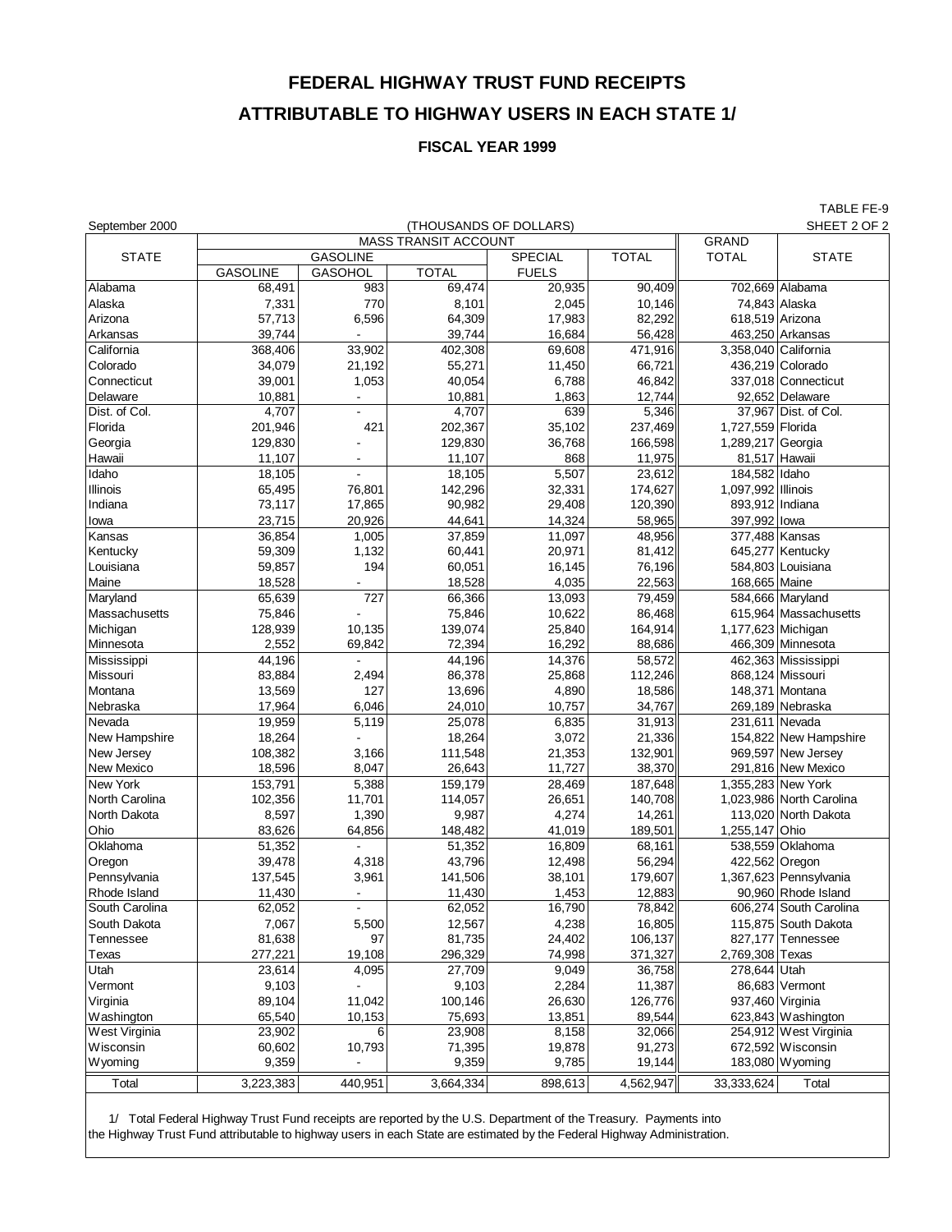# FEDERAL HIGHWAY TRUST FUND RECEIPTS
# ATTRIBUTABLE TO HIGHWAY USERS IN EACH STATE 1/

### FISCAL YEAR 1999

TABLE FE-9

September 2000 (THOUSANDS OF DOLLARS) SHEET 2 OF 2

| STATE | MASS TRANSIT ACCOUNT | | | | | GRAND TOTAL | STATE |
|---|---|---|---|---|---|---|---|
| | GASOLINE | | | SPECIAL FUELS | TOTAL | | |
| | GASOLINE | GASOHOL | TOTAL | | | | |
| Alabama | 68,491 | 983 | 69,474 | 20,935 | 90,409 | 702,669 | Alabama |
| Alaska | 7,331 | 770 | 8,101 | 2,045 | 10,146 | 74,843 | Alaska |
| Arizona | 57,713 | 6,596 | 64,309 | 17,983 | 82,292 | 618,519 | Arizona |
| Arkansas | 39,744 | - | 39,744 | 16,684 | 56,428 | 463,250 | Arkansas |
| California | 368,406 | 33,902 | 402,308 | 69,608 | 471,916 | 3,358,040 | California |
| Colorado | 34,079 | 21,192 | 55,271 | 11,450 | 66,721 | 436,219 | Colorado |
| Connecticut | 39,001 | 1,053 | 40,054 | 6,788 | 46,842 | 337,018 | Connecticut |
| Delaware | 10,881 | - | 10,881 | 1,863 | 12,744 | 92,652 | Delaware |
| Dist. of Col. | 4,707 | - | 4,707 | 639 | 5,346 | 37,967 | Dist. of Col. |
| Florida | 201,946 | 421 | 202,367 | 35,102 | 237,469 | 1,727,559 | Florida |
| Georgia | 129,830 | - | 129,830 | 36,768 | 166,598 | 1,289,217 | Georgia |
| Hawaii | 11,107 | - | 11,107 | 868 | 11,975 | 81,517 | Hawaii |
| Idaho | 18,105 | - | 18,105 | 5,507 | 23,612 | 184,582 | Idaho |
| Illinois | 65,495 | 76,801 | 142,296 | 32,331 | 174,627 | 1,097,992 | Illinois |
| Indiana | 73,117 | 17,865 | 90,982 | 29,408 | 120,390 | 893,912 | Indiana |
| Iowa | 23,715 | 20,926 | 44,641 | 14,324 | 58,965 | 397,992 | Iowa |
| Kansas | 36,854 | 1,005 | 37,859 | 11,097 | 48,956 | 377,488 | Kansas |
| Kentucky | 59,309 | 1,132 | 60,441 | 20,971 | 81,412 | 645,277 | Kentucky |
| Louisiana | 59,857 | 194 | 60,051 | 16,145 | 76,196 | 584,803 | Louisiana |
| Maine | 18,528 | - | 18,528 | 4,035 | 22,563 | 168,665 | Maine |
| Maryland | 65,639 | 727 | 66,366 | 13,093 | 79,459 | 584,666 | Maryland |
| Massachusetts | 75,846 | - | 75,846 | 10,622 | 86,468 | 615,964 | Massachusetts |
| Michigan | 128,939 | 10,135 | 139,074 | 25,840 | 164,914 | 1,177,623 | Michigan |
| Minnesota | 2,552 | 69,842 | 72,394 | 16,292 | 88,686 | 466,309 | Minnesota |
| Mississippi | 44,196 | - | 44,196 | 14,376 | 58,572 | 462,363 | Mississippi |
| Missouri | 83,884 | 2,494 | 86,378 | 25,868 | 112,246 | 868,124 | Missouri |
| Montana | 13,569 | 127 | 13,696 | 4,890 | 18,586 | 148,371 | Montana |
| Nebraska | 17,964 | 6,046 | 24,010 | 10,757 | 34,767 | 269,189 | Nebraska |
| Nevada | 19,959 | 5,119 | 25,078 | 6,835 | 31,913 | 231,611 | Nevada |
| New Hampshire | 18,264 | - | 18,264 | 3,072 | 21,336 | 154,822 | New Hampshire |
| New Jersey | 108,382 | 3,166 | 111,548 | 21,353 | 132,901 | 969,597 | New Jersey |
| New Mexico | 18,596 | 8,047 | 26,643 | 11,727 | 38,370 | 291,816 | New Mexico |
| New York | 153,791 | 5,388 | 159,179 | 28,469 | 187,648 | 1,355,283 | New York |
| North Carolina | 102,356 | 11,701 | 114,057 | 26,651 | 140,708 | 1,023,986 | North Carolina |
| North Dakota | 8,597 | 1,390 | 9,987 | 4,274 | 14,261 | 113,020 | North Dakota |
| Ohio | 83,626 | 64,856 | 148,482 | 41,019 | 189,501 | 1,255,147 | Ohio |
| Oklahoma | 51,352 | - | 51,352 | 16,809 | 68,161 | 538,559 | Oklahoma |
| Oregon | 39,478 | 4,318 | 43,796 | 12,498 | 56,294 | 422,562 | Oregon |
| Pennsylvania | 137,545 | 3,961 | 141,506 | 38,101 | 179,607 | 1,367,623 | Pennsylvania |
| Rhode Island | 11,430 | - | 11,430 | 1,453 | 12,883 | 90,960 | Rhode Island |
| South Carolina | 62,052 | - | 62,052 | 16,790 | 78,842 | 606,274 | South Carolina |
| South Dakota | 7,067 | 5,500 | 12,567 | 4,238 | 16,805 | 115,875 | South Dakota |
| Tennessee | 81,638 | 97 | 81,735 | 24,402 | 106,137 | 827,177 | Tennessee |
| Texas | 277,221 | 19,108 | 296,329 | 74,998 | 371,327 | 2,769,308 | Texas |
| Utah | 23,614 | 4,095 | 27,709 | 9,049 | 36,758 | 278,644 | Utah |
| Vermont | 9,103 | - | 9,103 | 2,284 | 11,387 | 86,683 | Vermont |
| Virginia | 89,104 | 11,042 | 100,146 | 26,630 | 126,776 | 937,460 | Virginia |
| Washington | 65,540 | 10,153 | 75,693 | 13,851 | 89,544 | 623,843 | Washington |
| West Virginia | 23,902 | 6 | 23,908 | 8,158 | 32,066 | 254,912 | West Virginia |
| Wisconsin | 60,602 | 10,793 | 71,395 | 19,878 | 91,273 | 672,592 | Wisconsin |
| Wyoming | 9,359 | - | 9,359 | 9,785 | 19,144 | 183,080 | Wyoming |
| Total | 3,223,383 | 440,951 | 3,664,334 | 898,613 | 4,562,947 | 33,333,624 | Total |

1/ Total Federal Highway Trust Fund receipts are reported by the U.S. Department of the Treasury. Payments into the Highway Trust Fund attributable to highway users in each State are estimated by the Federal Highway Administration.